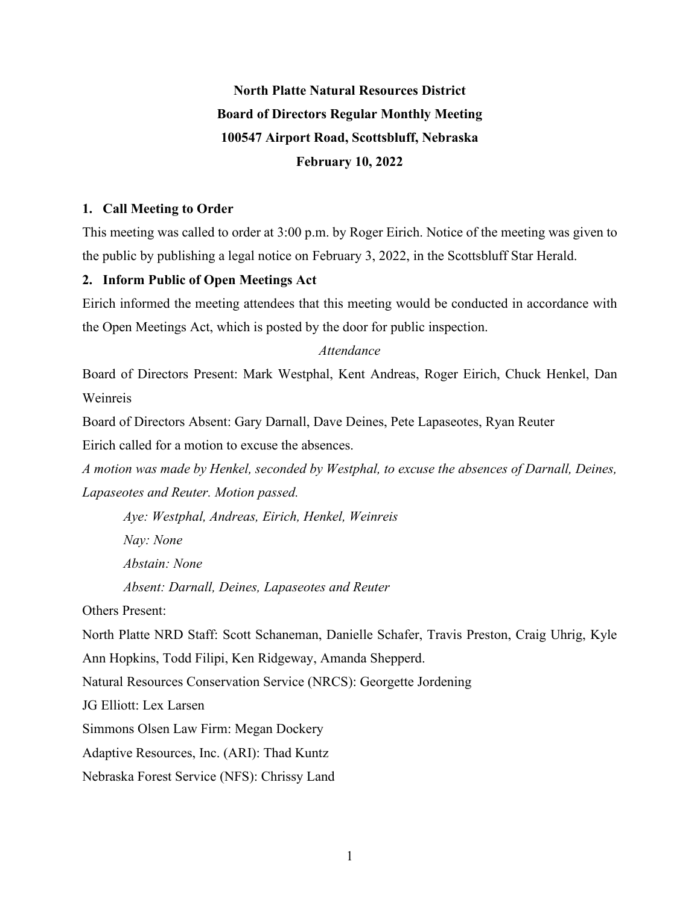**North Platte Natural Resources District**

**Board of Directors Regular Monthly Meeting**

**100547 Airport Road, Scottsbluff, Nebraska**

**February 10, 2022**

## 1. Call Meeting to Order

This meeting was called to order at 3:00 p.m. by Roger Eirich. Notice of the meeting was given to the public by publishing a legal notice on February 3, 2022, in the Scottsbluff Star Herald.

## 2. Inform Public of Open Meetings Act

Eirich informed the meeting attendees that this meeting would be conducted in accordance with the Open Meetings Act, which is posted by the door for public inspection.

*Attendance*

Board of Directors Present: Mark Westphal, Kent Andreas, Roger Eirich, Chuck Henkel, Dan Weinreis

Board of Directors Absent: Gary Darnall, Dave Deines, Pete Lapaseotes, Ryan Reuter

Eirich called for a motion to excuse the absences.

*A motion was made by Henkel, seconded by Westphal, to excuse the absences of Darnall, Deines, Lapaseotes and Reuter. Motion passed.*

> *Aye: Westphal, Andreas, Eirich, Henkel, Weinreis*
>
> *Nay: None*
>
> *Abstain: None*
>
> *Absent: Darnall, Deines, Lapaseotes and Reuter*

Others Present:

North Platte NRD Staff: Scott Schaneman, Danielle Schafer, Travis Preston, Craig Uhrig, Kyle Ann Hopkins, Todd Filipi, Ken Ridgeway, Amanda Shepperd.

Natural Resources Conservation Service (NRCS): Georgette Jordening

JG Elliott: Lex Larsen

Simmons Olsen Law Firm: Megan Dockery

Adaptive Resources, Inc. (ARI): Thad Kuntz

Nebraska Forest Service (NFS): Chrissy Land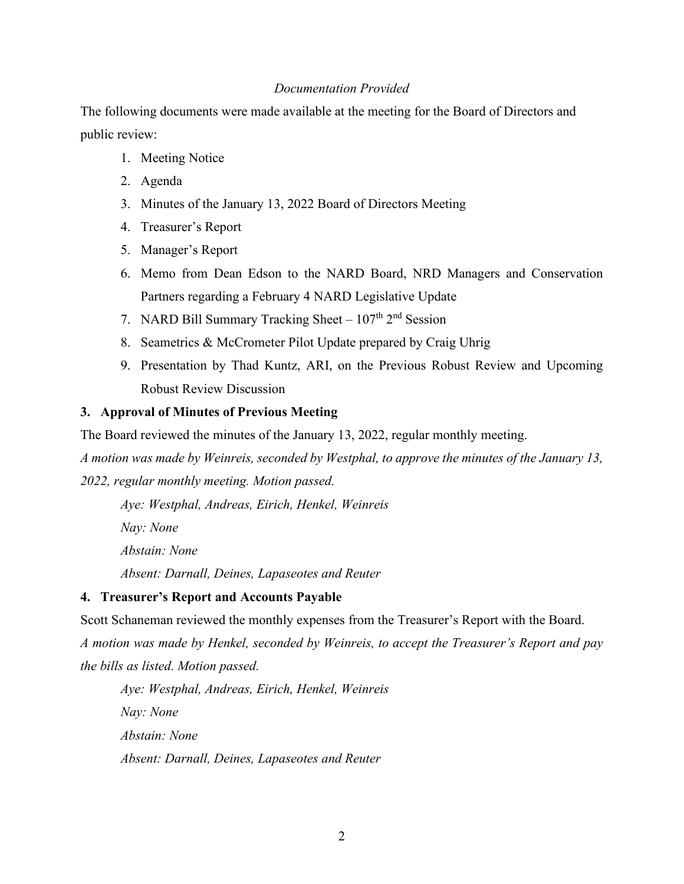*Documentation Provided*

The following documents were made available at the meeting for the Board of Directors and public review:

1. Meeting Notice
2. Agenda
3. Minutes of the January 13, 2022 Board of Directors Meeting
4. Treasurer's Report
5. Manager's Report
6. Memo from Dean Edson to the NARD Board, NRD Managers and Conservation Partners regarding a February 4 NARD Legislative Update
7. NARD Bill Summary Tracking Sheet – 107th 2nd Session
8. Seametrics & McCrometer Pilot Update prepared by Craig Uhrig
9. Presentation by Thad Kuntz, ARI, on the Previous Robust Review and Upcoming Robust Review Discussion

**3. Approval of Minutes of Previous Meeting**

The Board reviewed the minutes of the January 13, 2022, regular monthly meeting.

*A motion was made by Weinreis, seconded by Westphal, to approve the minutes of the January 13, 2022, regular monthly meeting. Motion passed.*

*Aye: Westphal, Andreas, Eirich, Henkel, Weinreis*

*Nay: None*

*Abstain: None*

*Absent: Darnall, Deines, Lapaseotes and Reuter*

**4. Treasurer's Report and Accounts Payable**

Scott Schaneman reviewed the monthly expenses from the Treasurer's Report with the Board.

*A motion was made by Henkel, seconded by Weinreis, to accept the Treasurer's Report and pay the bills as listed. Motion passed.*

*Aye: Westphal, Andreas, Eirich, Henkel, Weinreis*

*Nay: None*

*Abstain: None*

*Absent: Darnall, Deines, Lapaseotes and Reuter*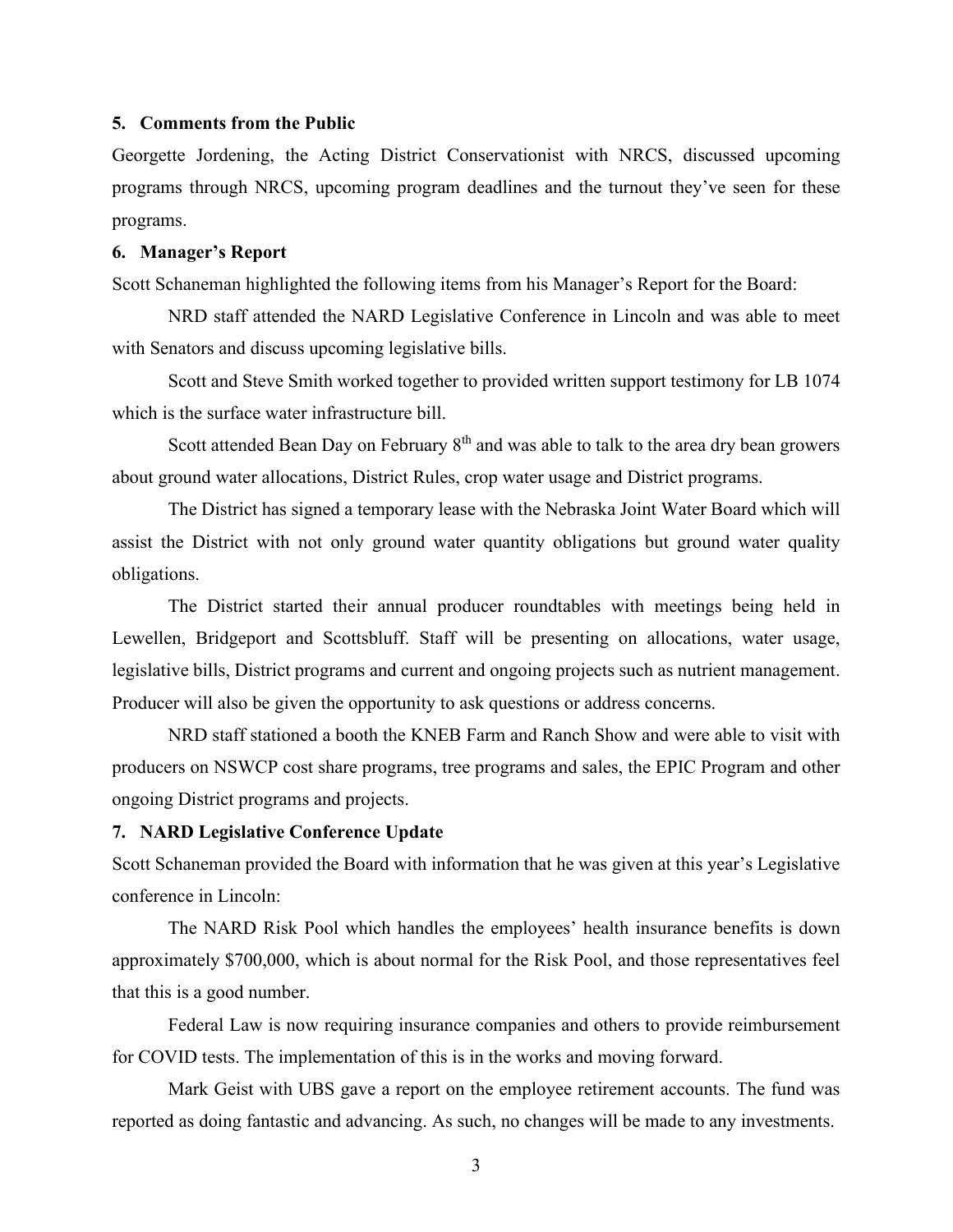### 5. Comments from the Public

Georgette Jordening, the Acting District Conservationist with NRCS, discussed upcoming programs through NRCS, upcoming program deadlines and the turnout they've seen for these programs.

### 6. Manager's Report

Scott Schaneman highlighted the following items from his Manager's Report for the Board:

NRD staff attended the NARD Legislative Conference in Lincoln and was able to meet with Senators and discuss upcoming legislative bills.

Scott and Steve Smith worked together to provided written support testimony for LB 1074 which is the surface water infrastructure bill.

Scott attended Bean Day on February 8th and was able to talk to the area dry bean growers about ground water allocations, District Rules, crop water usage and District programs.

The District has signed a temporary lease with the Nebraska Joint Water Board which will assist the District with not only ground water quantity obligations but ground water quality obligations.

The District started their annual producer roundtables with meetings being held in Lewellen, Bridgeport and Scottsbluff. Staff will be presenting on allocations, water usage, legislative bills, District programs and current and ongoing projects such as nutrient management. Producer will also be given the opportunity to ask questions or address concerns.

NRD staff stationed a booth the KNEB Farm and Ranch Show and were able to visit with producers on NSWCP cost share programs, tree programs and sales, the EPIC Program and other ongoing District programs and projects.

### 7. NARD Legislative Conference Update

Scott Schaneman provided the Board with information that he was given at this year's Legislative conference in Lincoln:

The NARD Risk Pool which handles the employees' health insurance benefits is down approximately $700,000, which is about normal for the Risk Pool, and those representatives feel that this is a good number.

Federal Law is now requiring insurance companies and others to provide reimbursement for COVID tests. The implementation of this is in the works and moving forward.

Mark Geist with UBS gave a report on the employee retirement accounts. The fund was reported as doing fantastic and advancing. As such, no changes will be made to any investments.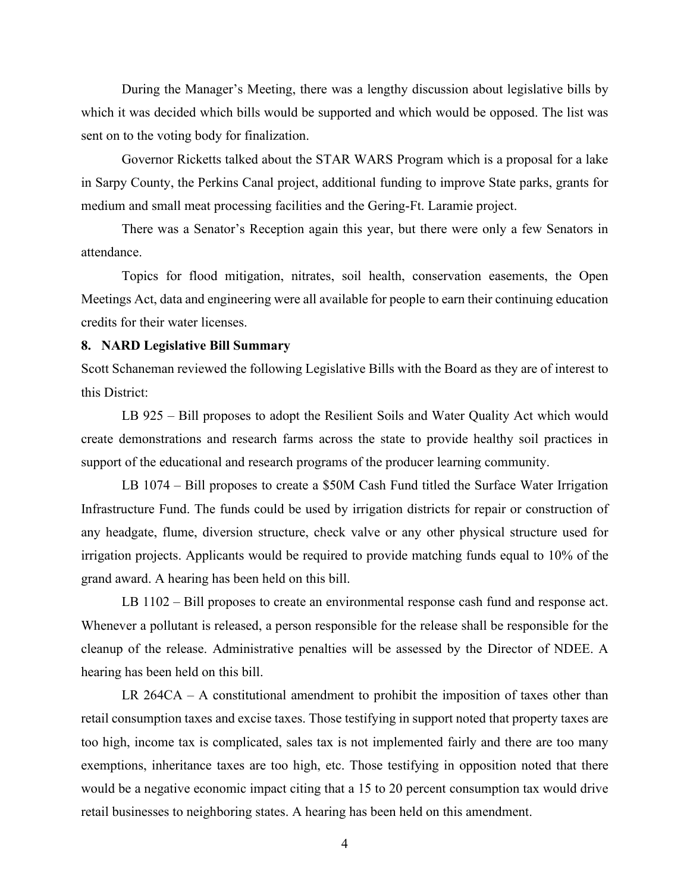During the Manager's Meeting, there was a lengthy discussion about legislative bills by which it was decided which bills would be supported and which would be opposed. The list was sent on to the voting body for finalization.

Governor Ricketts talked about the STAR WARS Program which is a proposal for a lake in Sarpy County, the Perkins Canal project, additional funding to improve State parks, grants for medium and small meat processing facilities and the Gering-Ft. Laramie project.

There was a Senator's Reception again this year, but there were only a few Senators in attendance.

Topics for flood mitigation, nitrates, soil health, conservation easements, the Open Meetings Act, data and engineering were all available for people to earn their continuing education credits for their water licenses.

**8. NARD Legislative Bill Summary**

Scott Schaneman reviewed the following Legislative Bills with the Board as they are of interest to this District:

LB 925 – Bill proposes to adopt the Resilient Soils and Water Quality Act which would create demonstrations and research farms across the state to provide healthy soil practices in support of the educational and research programs of the producer learning community.

LB 1074 – Bill proposes to create a $50M Cash Fund titled the Surface Water Irrigation Infrastructure Fund. The funds could be used by irrigation districts for repair or construction of any headgate, flume, diversion structure, check valve or any other physical structure used for irrigation projects. Applicants would be required to provide matching funds equal to 10% of the grand award. A hearing has been held on this bill.

LB 1102 – Bill proposes to create an environmental response cash fund and response act. Whenever a pollutant is released, a person responsible for the release shall be responsible for the cleanup of the release. Administrative penalties will be assessed by the Director of NDEE. A hearing has been held on this bill.

LR 264CA – A constitutional amendment to prohibit the imposition of taxes other than retail consumption taxes and excise taxes. Those testifying in support noted that property taxes are too high, income tax is complicated, sales tax is not implemented fairly and there are too many exemptions, inheritance taxes are too high, etc. Those testifying in opposition noted that there would be a negative economic impact citing that a 15 to 20 percent consumption tax would drive retail businesses to neighboring states. A hearing has been held on this amendment.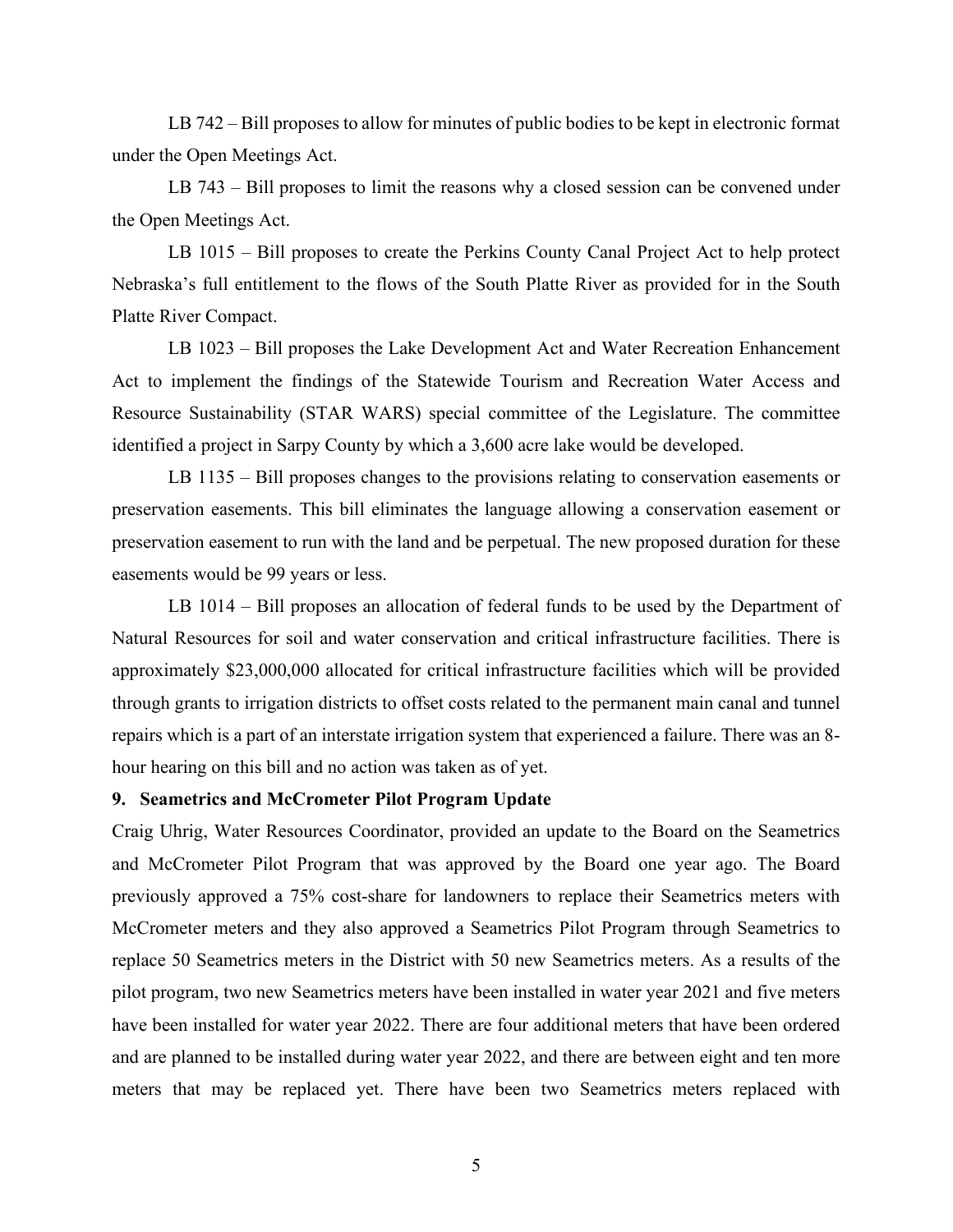LB 742 – Bill proposes to allow for minutes of public bodies to be kept in electronic format under the Open Meetings Act.

LB 743 – Bill proposes to limit the reasons why a closed session can be convened under the Open Meetings Act.

LB 1015 – Bill proposes to create the Perkins County Canal Project Act to help protect Nebraska's full entitlement to the flows of the South Platte River as provided for in the South Platte River Compact.

LB 1023 – Bill proposes the Lake Development Act and Water Recreation Enhancement Act to implement the findings of the Statewide Tourism and Recreation Water Access and Resource Sustainability (STAR WARS) special committee of the Legislature. The committee identified a project in Sarpy County by which a 3,600 acre lake would be developed.

LB 1135 – Bill proposes changes to the provisions relating to conservation easements or preservation easements. This bill eliminates the language allowing a conservation easement or preservation easement to run with the land and be perpetual. The new proposed duration for these easements would be 99 years or less.

LB 1014 – Bill proposes an allocation of federal funds to be used by the Department of Natural Resources for soil and water conservation and critical infrastructure facilities. There is approximately $23,000,000 allocated for critical infrastructure facilities which will be provided through grants to irrigation districts to offset costs related to the permanent main canal and tunnel repairs which is a part of an interstate irrigation system that experienced a failure. There was an 8-hour hearing on this bill and no action was taken as of yet.

**9. Seametrics and McCrometer Pilot Program Update**

Craig Uhrig, Water Resources Coordinator, provided an update to the Board on the Seametrics and McCrometer Pilot Program that was approved by the Board one year ago. The Board previously approved a 75% cost-share for landowners to replace their Seametrics meters with McCrometer meters and they also approved a Seametrics Pilot Program through Seametrics to replace 50 Seametrics meters in the District with 50 new Seametrics meters. As a results of the pilot program, two new Seametrics meters have been installed in water year 2021 and five meters have been installed for water year 2022. There are four additional meters that have been ordered and are planned to be installed during water year 2022, and there are between eight and ten more meters that may be replaced yet. There have been two Seametrics meters replaced with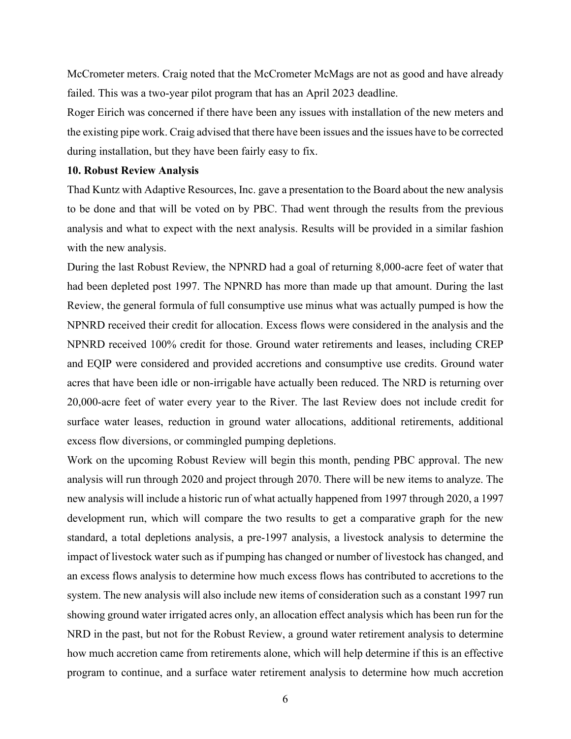McCrometer meters. Craig noted that the McCrometer McMags are not as good and have already failed. This was a two-year pilot program that has an April 2023 deadline.

Roger Eirich was concerned if there have been any issues with installation of the new meters and the existing pipe work. Craig advised that there have been issues and the issues have to be corrected during installation, but they have been fairly easy to fix.

**10. Robust Review Analysis**

Thad Kuntz with Adaptive Resources, Inc. gave a presentation to the Board about the new analysis to be done and that will be voted on by PBC. Thad went through the results from the previous analysis and what to expect with the next analysis. Results will be provided in a similar fashion with the new analysis.

During the last Robust Review, the NPNRD had a goal of returning 8,000-acre feet of water that had been depleted post 1997. The NPNRD has more than made up that amount. During the last Review, the general formula of full consumptive use minus what was actually pumped is how the NPNRD received their credit for allocation. Excess flows were considered in the analysis and the NPNRD received 100% credit for those. Ground water retirements and leases, including CREP and EQIP were considered and provided accretions and consumptive use credits. Ground water acres that have been idle or non-irrigable have actually been reduced. The NRD is returning over 20,000-acre feet of water every year to the River. The last Review does not include credit for surface water leases, reduction in ground water allocations, additional retirements, additional excess flow diversions, or commingled pumping depletions.

Work on the upcoming Robust Review will begin this month, pending PBC approval. The new analysis will run through 2020 and project through 2070. There will be new items to analyze. The new analysis will include a historic run of what actually happened from 1997 through 2020, a 1997 development run, which will compare the two results to get a comparative graph for the new standard, a total depletions analysis, a pre-1997 analysis, a livestock analysis to determine the impact of livestock water such as if pumping has changed or number of livestock has changed, and an excess flows analysis to determine how much excess flows has contributed to accretions to the system. The new analysis will also include new items of consideration such as a constant 1997 run showing ground water irrigated acres only, an allocation effect analysis which has been run for the NRD in the past, but not for the Robust Review, a ground water retirement analysis to determine how much accretion came from retirements alone, which will help determine if this is an effective program to continue, and a surface water retirement analysis to determine how much accretion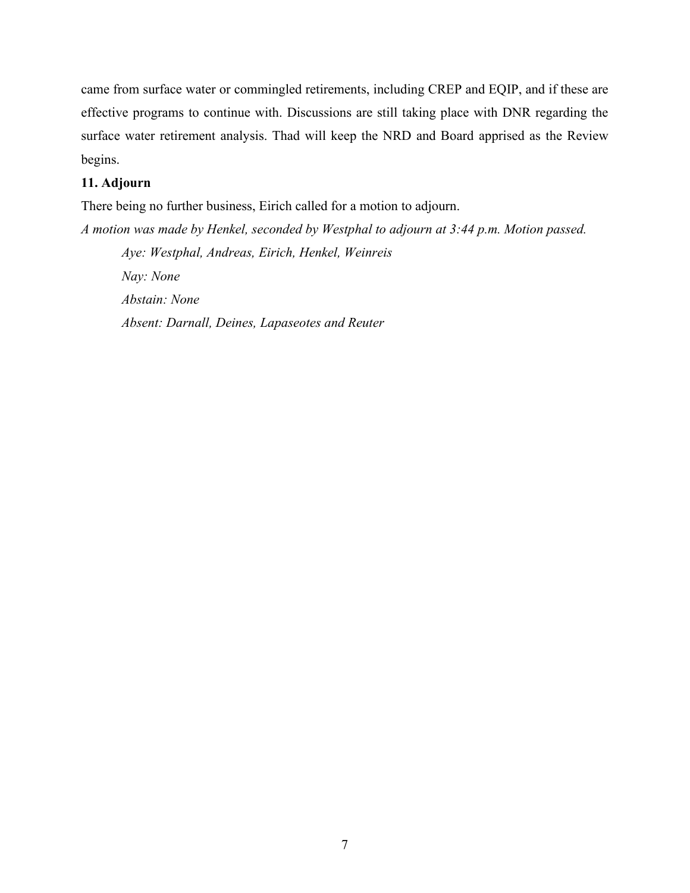came from surface water or commingled retirements, including CREP and EQIP, and if these are effective programs to continue with. Discussions are still taking place with DNR regarding the surface water retirement analysis. Thad will keep the NRD and Board apprised as the Review begins.

**11. Adjourn**

There being no further business, Eirich called for a motion to adjourn.

*A motion was made by Henkel, seconded by Westphal to adjourn at 3:44 p.m. Motion passed.*

*Aye: Westphal, Andreas, Eirich, Henkel, Weinreis*

*Nay: None*

*Abstain: None*

*Absent: Darnall, Deines, Lapaseotes and Reuter*